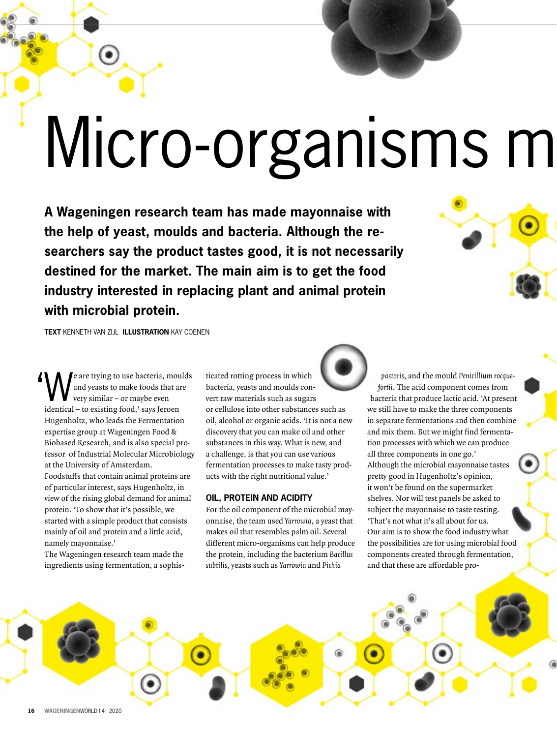# Micro-organisms m

**A Wageningen research team has made mayonnaise with the help of yeast, moulds and bacteria. Although the researchers say the product tastes good, it is not necessarily destined for the market. The main aim is to get the food industry interested in replacing plant and animal protein with microbial protein.**

**TEXT** KENNETH VAN ZIJL **ILLUSTRATION** KAY COENEN

'We are trying to use bacteria, moulds and yeasts to make foods that are very similar – or maybe even identical – to existing food,' says Jeroen Hugenholtz, who leads the Fermentation expertise group at Wageningen Food & Biobased Research, and is also special professor of Industrial Molecular Microbiology at the University of Amsterdam.
Foodstuffs that contain animal proteins are of particular interest, says Hugenholtz, in view of the rising global demand for animal protein. 'To show that it's possible, we started with a simple product that consists mainly of oil and protein and a little acid, namely mayonnaise.'
The Wageningen research team made the ingredients using fermentation, a sophisticated rotting process in which bacteria, yeasts and moulds convert raw materials such as sugars or cellulose into other substances such as oil, alcohol or organic acids. 'It is not a new discovery that you can make oil and other substances in this way. What is new, and a challenge, is that you can use various fermentation processes to make tasty products with the right nutritional value.'

## OIL, PROTEIN AND ACIDITY

For the oil component of the microbial mayonnaise, the team used *Yarrowia*, a yeast that makes oil that resembles palm oil. Several different micro-organisms can help produce the protein, including the bacterium *Bacillus subtilis*, yeasts such as *Yarrowia* and *Pichia pastoris*, and the mould *Penicillium rocquefortii*. The acid component comes from bacteria that produce lactic acid. 'At present we still have to make the three components in separate fermentations and then combine and mix them. But we might find fermentation processes with which we can produce all three components in one go.'
Although the microbial mayonnaise tastes pretty good in Hugenholtz's opinion, it won't be found on the supermarket shelves. Nor will test panels be asked to subject the mayonnaise to taste testing. 'That's not what it's all about for us. Our aim is to show the food industry what the possibilities are for using microbial food components created through fermentation, and that these are affordable pro-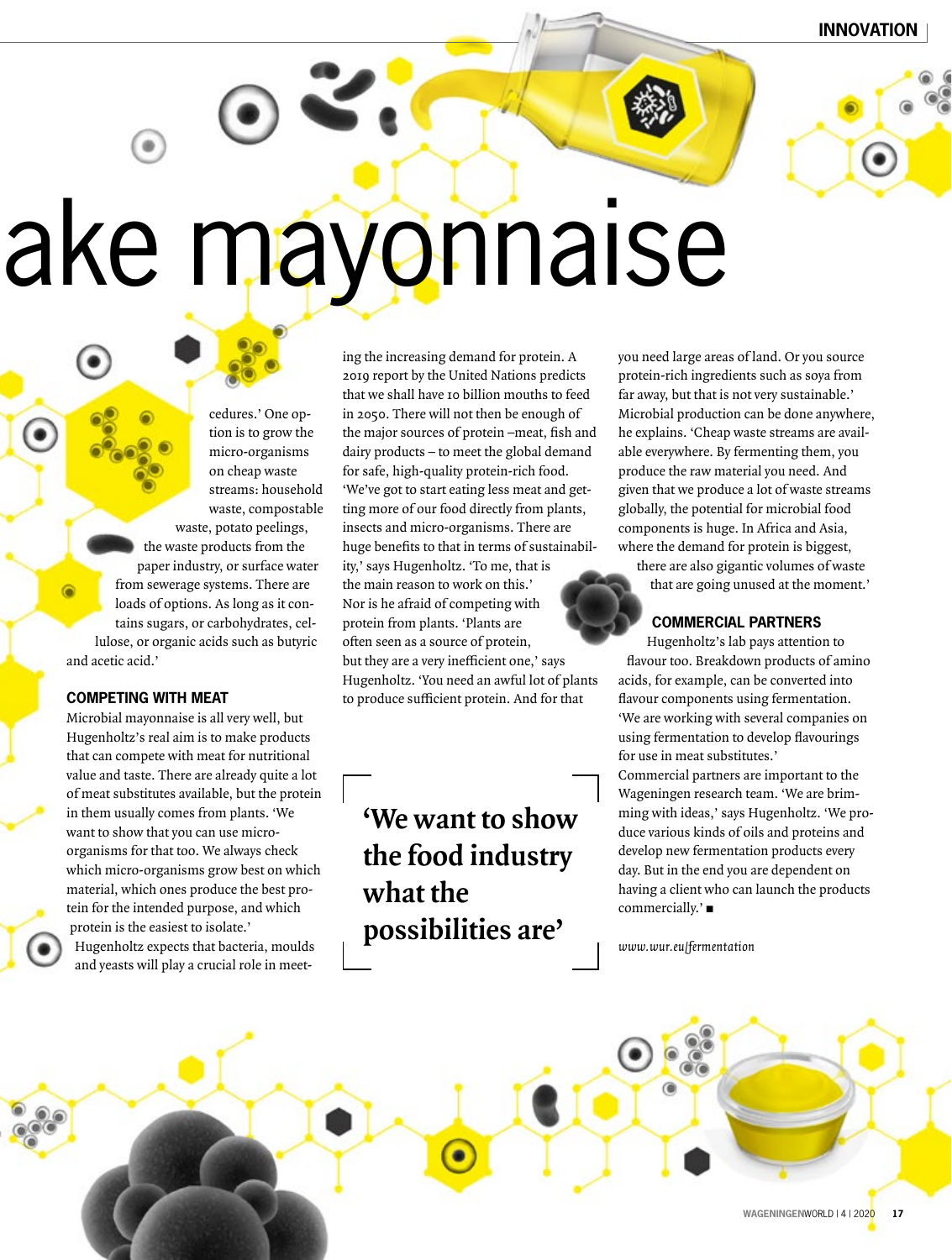# ake mayonnaise

cedures.' One option is to grow the micro-organisms on cheap waste streams: household waste, compostable waste, potato peelings, the waste products from the paper industry, or surface water from sewerage systems. There are loads of options. As long as it contains sugars, or carbohydrates, cellulose, or organic acids such as butyric and acetic acid.'

## COMPETING WITH MEAT

Microbial mayonnaise is all very well, but Hugenholtz's real aim is to make products that can compete with meat for nutritional value and taste. There are already quite a lot of meat substitutes available, but the protein in them usually comes from plants. 'We want to show that you can use micro-organisms for that too. We always check which micro-organisms grow best on which material, which ones produce the best protein for the intended purpose, and which protein is the easiest to isolate.'

Hugenholtz expects that bacteria, moulds and yeasts will play a crucial role in meeting the increasing demand for protein. A 2019 report by the United Nations predicts that we shall have 10 billion mouths to feed in 2050. There will not then be enough of the major sources of protein –meat, fish and dairy products – to meet the global demand for safe, high-quality protein-rich food. 'We've got to start eating less meat and getting more of our food directly from plants, insects and micro-organisms. There are huge benefits to that in terms of sustainability,' says Hugenholtz. 'To me, that is the main reason to work on this.' Nor is he afraid of competing with protein from plants. 'Plants are often seen as a source of protein, but they are a very inefficient one,' says Hugenholtz. 'You need an awful lot of plants to produce sufficient protein. And for that you need large areas of land. Or you source protein-rich ingredients such as soya from far away, but that is not very sustainable.' Microbial production can be done anywhere, he explains. 'Cheap waste streams are available everywhere. By fermenting them, you produce the raw material you need. And given that we produce a lot of waste streams globally, the potential for microbial food components is huge. In Africa and Asia, where the demand for protein is biggest, there are also gigantic volumes of waste that are going unused at the moment.'

> **'We want to show the food industry what the possibilities are'**

## COMMERCIAL PARTNERS

Hugenholtz's lab pays attention to flavour too. Breakdown products of amino acids, for example, can be converted into flavour components using fermentation. 'We are working with several companies on using fermentation to develop flavourings for use in meat substitutes.'

Commercial partners are important to the Wageningen research team. 'We are brimming with ideas,' says Hugenholtz. 'We produce various kinds of oils and proteins and develop new fermentation products every day. But in the end you are dependent on having a client who can launch the products commercially.' ■

*www.wur.eu/fermentation*